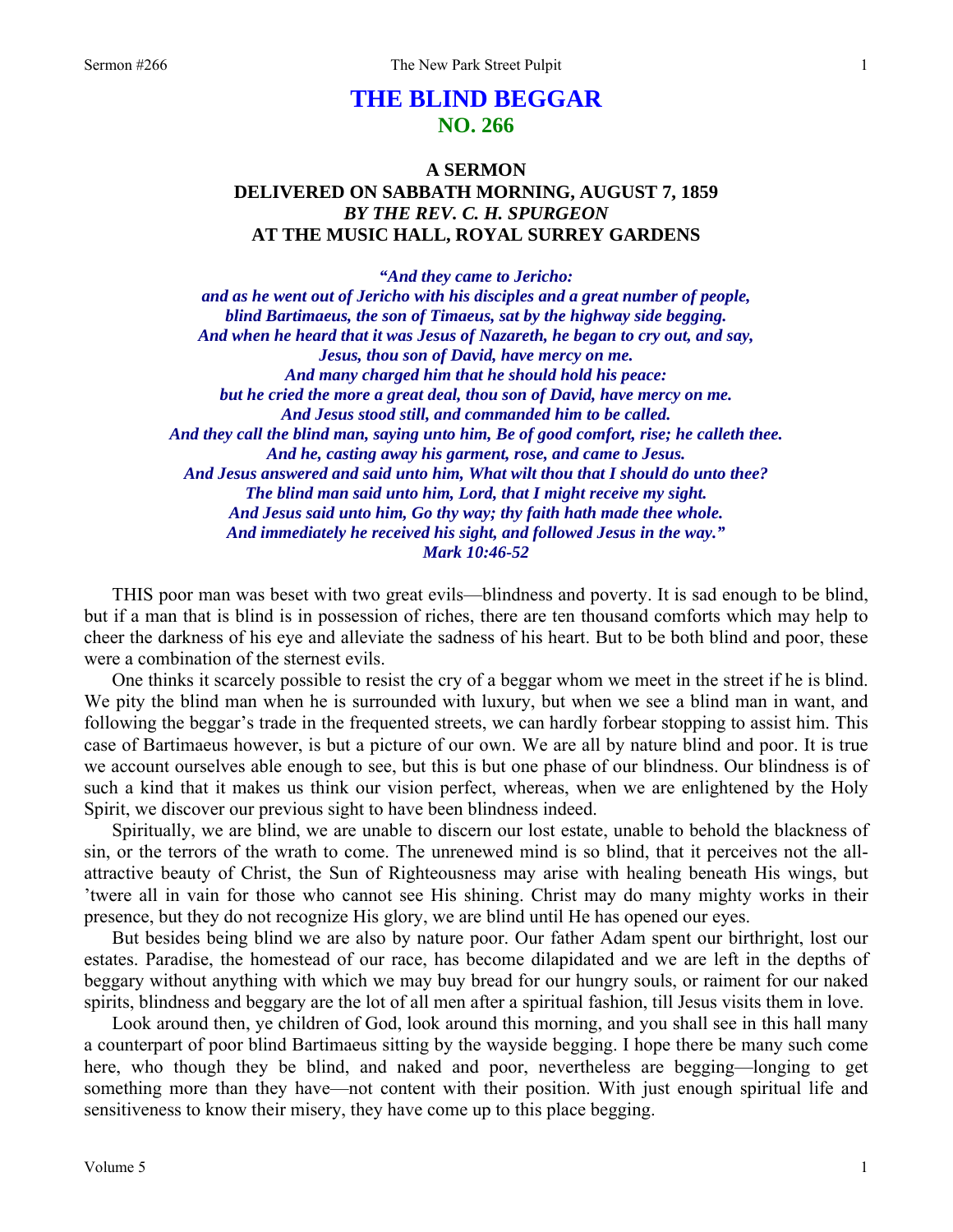# THE BLIND BEGGAR
## NO. 266

### A SERMON
### DELIVERED ON SABBATH MORNING, AUGUST 7, 1859
### *BY THE REV. C. H. SPURGEON*
### AT THE MUSIC HALL, ROYAL SURREY GARDENS

*"And they came to Jericho:*
*and as he went out of Jericho with his disciples and a great number of people,*
*blind Bartimaeus, the son of Timaeus, sat by the highway side begging.*
*And when he heard that it was Jesus of Nazareth, he began to cry out, and say,*
*Jesus, thou son of David, have mercy on me.*
*And many charged him that he should hold his peace:*
*but he cried the more a great deal, thou son of David, have mercy on me.*
*And Jesus stood still, and commanded him to be called.*
*And they call the blind man, saying unto him, Be of good comfort, rise; he calleth thee.*
*And he, casting away his garment, rose, and came to Jesus.*
*And Jesus answered and said unto him, What wilt thou that I should do unto thee?*
*The blind man said unto him, Lord, that I might receive my sight.*
*And Jesus said unto him, Go thy way; thy faith hath made thee whole.*
*And immediately he received his sight, and followed Jesus in the way."*
*Mark 10:46-52*

THIS poor man was beset with two great evils—blindness and poverty. It is sad enough to be blind, but if a man that is blind is in possession of riches, there are ten thousand comforts which may help to cheer the darkness of his eye and alleviate the sadness of his heart. But to be both blind and poor, these were a combination of the sternest evils.

One thinks it scarcely possible to resist the cry of a beggar whom we meet in the street if he is blind. We pity the blind man when he is surrounded with luxury, but when we see a blind man in want, and following the beggar's trade in the frequented streets, we can hardly forbear stopping to assist him. This case of Bartimaeus however, is but a picture of our own. We are all by nature blind and poor. It is true we account ourselves able enough to see, but this is but one phase of our blindness. Our blindness is of such a kind that it makes us think our vision perfect, whereas, when we are enlightened by the Holy Spirit, we discover our previous sight to have been blindness indeed.

Spiritually, we are blind, we are unable to discern our lost estate, unable to behold the blackness of sin, or the terrors of the wrath to come. The unrenewed mind is so blind, that it perceives not the all-attractive beauty of Christ, the Sun of Righteousness may arise with healing beneath His wings, but 'twere all in vain for those who cannot see His shining. Christ may do many mighty works in their presence, but they do not recognize His glory, we are blind until He has opened our eyes.

But besides being blind we are also by nature poor. Our father Adam spent our birthright, lost our estates. Paradise, the homestead of our race, has become dilapidated and we are left in the depths of beggary without anything with which we may buy bread for our hungry souls, or raiment for our naked spirits, blindness and beggary are the lot of all men after a spiritual fashion, till Jesus visits them in love.

Look around then, ye children of God, look around this morning, and you shall see in this hall many a counterpart of poor blind Bartimaeus sitting by the wayside begging. I hope there be many such come here, who though they be blind, and naked and poor, nevertheless are begging—longing to get something more than they have—not content with their position. With just enough spiritual life and sensitiveness to know their misery, they have come up to this place begging.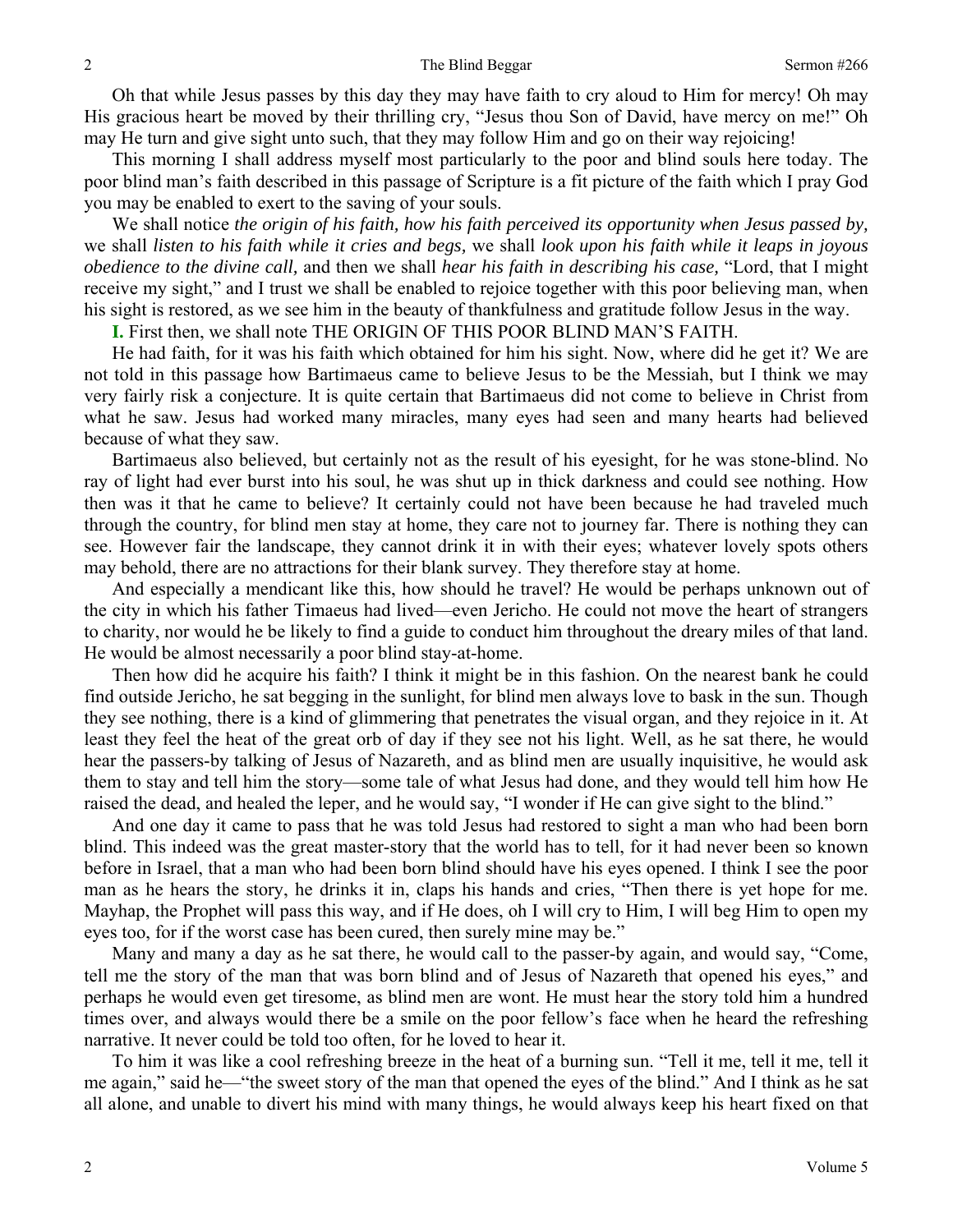Oh that while Jesus passes by this day they may have faith to cry aloud to Him for mercy! Oh may His gracious heart be moved by their thrilling cry, "Jesus thou Son of David, have mercy on me!" Oh may He turn and give sight unto such, that they may follow Him and go on their way rejoicing!

This morning I shall address myself most particularly to the poor and blind souls here today. The poor blind man's faith described in this passage of Scripture is a fit picture of the faith which I pray God you may be enabled to exert to the saving of your souls.

We shall notice *the origin of his faith, how his faith perceived its opportunity when Jesus passed by,* we shall *listen to his faith while it cries and begs,* we shall *look upon his faith while it leaps in joyous obedience to the divine call,* and then we shall *hear his faith in describing his case,* "Lord, that I might receive my sight," and I trust we shall be enabled to rejoice together with this poor believing man, when his sight is restored, as we see him in the beauty of thankfulness and gratitude follow Jesus in the way.

**I.** First then, we shall note THE ORIGIN OF THIS POOR BLIND MAN'S FAITH.

He had faith, for it was his faith which obtained for him his sight. Now, where did he get it? We are not told in this passage how Bartimaeus came to believe Jesus to be the Messiah, but I think we may very fairly risk a conjecture. It is quite certain that Bartimaeus did not come to believe in Christ from what he saw. Jesus had worked many miracles, many eyes had seen and many hearts had believed because of what they saw.

Bartimaeus also believed, but certainly not as the result of his eyesight, for he was stone-blind. No ray of light had ever burst into his soul, he was shut up in thick darkness and could see nothing. How then was it that he came to believe? It certainly could not have been because he had traveled much through the country, for blind men stay at home, they care not to journey far. There is nothing they can see. However fair the landscape, they cannot drink it in with their eyes; whatever lovely spots others may behold, there are no attractions for their blank survey. They therefore stay at home.

And especially a mendicant like this, how should he travel? He would be perhaps unknown out of the city in which his father Timaeus had lived—even Jericho. He could not move the heart of strangers to charity, nor would he be likely to find a guide to conduct him throughout the dreary miles of that land. He would be almost necessarily a poor blind stay-at-home.

Then how did he acquire his faith? I think it might be in this fashion. On the nearest bank he could find outside Jericho, he sat begging in the sunlight, for blind men always love to bask in the sun. Though they see nothing, there is a kind of glimmering that penetrates the visual organ, and they rejoice in it. At least they feel the heat of the great orb of day if they see not his light. Well, as he sat there, he would hear the passers-by talking of Jesus of Nazareth, and as blind men are usually inquisitive, he would ask them to stay and tell him the story—some tale of what Jesus had done, and they would tell him how He raised the dead, and healed the leper, and he would say, "I wonder if He can give sight to the blind."

And one day it came to pass that he was told Jesus had restored to sight a man who had been born blind. This indeed was the great master-story that the world has to tell, for it had never been so known before in Israel, that a man who had been born blind should have his eyes opened. I think I see the poor man as he hears the story, he drinks it in, claps his hands and cries, "Then there is yet hope for me. Mayhap, the Prophet will pass this way, and if He does, oh I will cry to Him, I will beg Him to open my eyes too, for if the worst case has been cured, then surely mine may be."

Many and many a day as he sat there, he would call to the passer-by again, and would say, "Come, tell me the story of the man that was born blind and of Jesus of Nazareth that opened his eyes," and perhaps he would even get tiresome, as blind men are wont. He must hear the story told him a hundred times over, and always would there be a smile on the poor fellow's face when he heard the refreshing narrative. It never could be told too often, for he loved to hear it.

To him it was like a cool refreshing breeze in the heat of a burning sun. "Tell it me, tell it me, tell it me again," said he—"the sweet story of the man that opened the eyes of the blind." And I think as he sat all alone, and unable to divert his mind with many things, he would always keep his heart fixed on that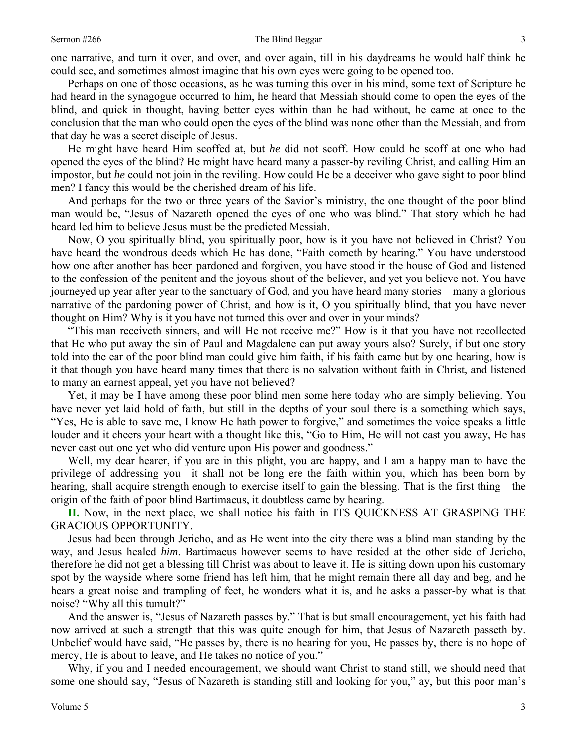one narrative, and turn it over, and over, and over again, till in his daydreams he would half think he could see, and sometimes almost imagine that his own eyes were going to be opened too.

Perhaps on one of those occasions, as he was turning this over in his mind, some text of Scripture he had heard in the synagogue occurred to him, he heard that Messiah should come to open the eyes of the blind, and quick in thought, having better eyes within than he had without, he came at once to the conclusion that the man who could open the eyes of the blind was none other than the Messiah, and from that day he was a secret disciple of Jesus.

He might have heard Him scoffed at, but *he* did not scoff. How could he scoff at one who had opened the eyes of the blind? He might have heard many a passer-by reviling Christ, and calling Him an impostor, but *he* could not join in the reviling. How could He be a deceiver who gave sight to poor blind men? I fancy this would be the cherished dream of his life.

And perhaps for the two or three years of the Savior's ministry, the one thought of the poor blind man would be, "Jesus of Nazareth opened the eyes of one who was blind." That story which he had heard led him to believe Jesus must be the predicted Messiah.

Now, O you spiritually blind, you spiritually poor, how is it you have not believed in Christ? You have heard the wondrous deeds which He has done, "Faith cometh by hearing." You have understood how one after another has been pardoned and forgiven, you have stood in the house of God and listened to the confession of the penitent and the joyous shout of the believer, and yet you believe not. You have journeyed up year after year to the sanctuary of God, and you have heard many stories—many a glorious narrative of the pardoning power of Christ, and how is it, O you spiritually blind, that you have never thought on Him? Why is it you have not turned this over and over in your minds?

"This man receiveth sinners, and will He not receive me?" How is it that you have not recollected that He who put away the sin of Paul and Magdalene can put away yours also? Surely, if but one story told into the ear of the poor blind man could give him faith, if his faith came but by one hearing, how is it that though you have heard many times that there is no salvation without faith in Christ, and listened to many an earnest appeal, yet you have not believed?

Yet, it may be I have among these poor blind men some here today who are simply believing. You have never yet laid hold of faith, but still in the depths of your soul there is a something which says, "Yes, He is able to save me, I know He hath power to forgive," and sometimes the voice speaks a little louder and it cheers your heart with a thought like this, "Go to Him, He will not cast you away, He has never cast out one yet who did venture upon His power and goodness."

Well, my dear hearer, if you are in this plight, you are happy, and I am a happy man to have the privilege of addressing you—it shall not be long ere the faith within you, which has been born by hearing, shall acquire strength enough to exercise itself to gain the blessing. That is the first thing—the origin of the faith of poor blind Bartimaeus, it doubtless came by hearing.

**II.** Now, in the next place, we shall notice his faith in ITS QUICKNESS AT GRASPING THE GRACIOUS OPPORTUNITY.

Jesus had been through Jericho, and as He went into the city there was a blind man standing by the way, and Jesus healed *him*. Bartimaeus however seems to have resided at the other side of Jericho, therefore he did not get a blessing till Christ was about to leave it. He is sitting down upon his customary spot by the wayside where some friend has left him, that he might remain there all day and beg, and he hears a great noise and trampling of feet, he wonders what it is, and he asks a passer-by what is that noise? "Why all this tumult?"

And the answer is, "Jesus of Nazareth passes by." That is but small encouragement, yet his faith had now arrived at such a strength that this was quite enough for him, that Jesus of Nazareth passeth by. Unbelief would have said, "He passes by, there is no hearing for you, He passes by, there is no hope of mercy, He is about to leave, and He takes no notice of you."

Why, if you and I needed encouragement, we should want Christ to stand still, we should need that some one should say, "Jesus of Nazareth is standing still and looking for you," ay, but this poor man's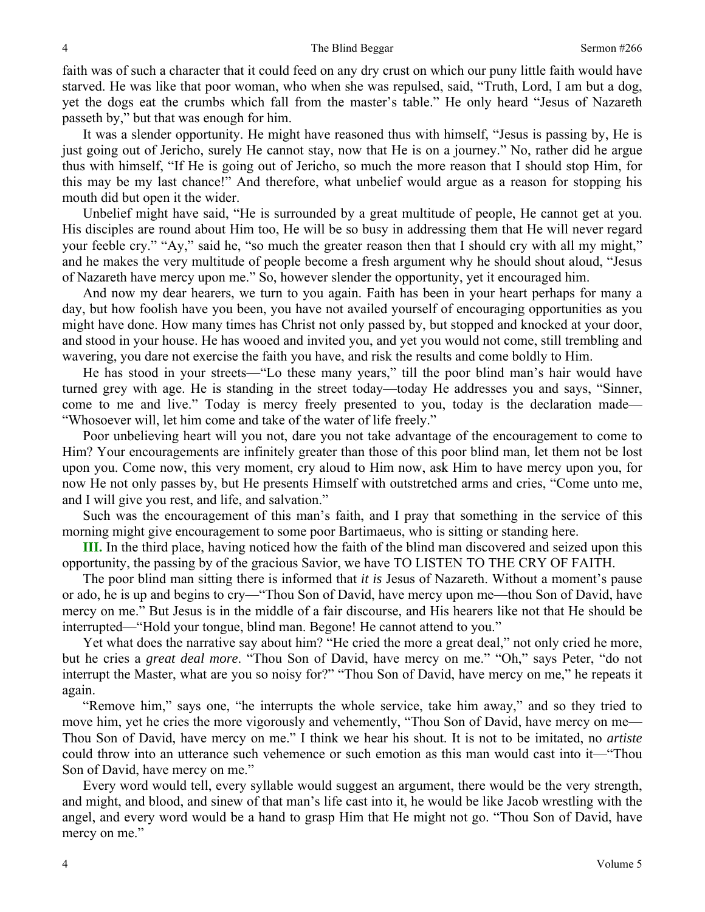faith was of such a character that it could feed on any dry crust on which our puny little faith would have starved. He was like that poor woman, who when she was repulsed, said, "Truth, Lord, I am but a dog, yet the dogs eat the crumbs which fall from the master's table." He only heard "Jesus of Nazareth passeth by," but that was enough for him.

It was a slender opportunity. He might have reasoned thus with himself, "Jesus is passing by, He is just going out of Jericho, surely He cannot stay, now that He is on a journey." No, rather did he argue thus with himself, "If He is going out of Jericho, so much the more reason that I should stop Him, for this may be my last chance!" And therefore, what unbelief would argue as a reason for stopping his mouth did but open it the wider.

Unbelief might have said, "He is surrounded by a great multitude of people, He cannot get at you. His disciples are round about Him too, He will be so busy in addressing them that He will never regard your feeble cry." "Ay," said he, "so much the greater reason then that I should cry with all my might," and he makes the very multitude of people become a fresh argument why he should shout aloud, "Jesus of Nazareth have mercy upon me." So, however slender the opportunity, yet it encouraged him.

And now my dear hearers, we turn to you again. Faith has been in your heart perhaps for many a day, but how foolish have you been, you have not availed yourself of encouraging opportunities as you might have done. How many times has Christ not only passed by, but stopped and knocked at your door, and stood in your house. He has wooed and invited you, and yet you would not come, still trembling and wavering, you dare not exercise the faith you have, and risk the results and come boldly to Him.

He has stood in your streets—"Lo these many years," till the poor blind man's hair would have turned grey with age. He is standing in the street today—today He addresses you and says, "Sinner, come to me and live." Today is mercy freely presented to you, today is the declaration made—"Whosoever will, let him come and take of the water of life freely."

Poor unbelieving heart will you not, dare you not take advantage of the encouragement to come to Him? Your encouragements are infinitely greater than those of this poor blind man, let them not be lost upon you. Come now, this very moment, cry aloud to Him now, ask Him to have mercy upon you, for now He not only passes by, but He presents Himself with outstretched arms and cries, "Come unto me, and I will give you rest, and life, and salvation."

Such was the encouragement of this man's faith, and I pray that something in the service of this morning might give encouragement to some poor Bartimaeus, who is sitting or standing here.

**III.** In the third place, having noticed how the faith of the blind man discovered and seized upon this opportunity, the passing by of the gracious Savior, we have TO LISTEN TO THE CRY OF FAITH.

The poor blind man sitting there is informed that *it is* Jesus of Nazareth. Without a moment's pause or ado, he is up and begins to cry—"Thou Son of David, have mercy upon me—thou Son of David, have mercy on me." But Jesus is in the middle of a fair discourse, and His hearers like not that He should be interrupted—"Hold your tongue, blind man. Begone! He cannot attend to you."

Yet what does the narrative say about him? "He cried the more a great deal," not only cried he more, but he cries a *great deal more*. "Thou Son of David, have mercy on me." "Oh," says Peter, "do not interrupt the Master, what are you so noisy for?" "Thou Son of David, have mercy on me," he repeats it again.

"Remove him," says one, "he interrupts the whole service, take him away," and so they tried to move him, yet he cries the more vigorously and vehemently, "Thou Son of David, have mercy on me—Thou Son of David, have mercy on me." I think we hear his shout. It is not to be imitated, no *artiste* could throw into an utterance such vehemence or such emotion as this man would cast into it—"Thou Son of David, have mercy on me."

Every word would tell, every syllable would suggest an argument, there would be the very strength, and might, and blood, and sinew of that man's life cast into it, he would be like Jacob wrestling with the angel, and every word would be a hand to grasp Him that He might not go. "Thou Son of David, have mercy on me."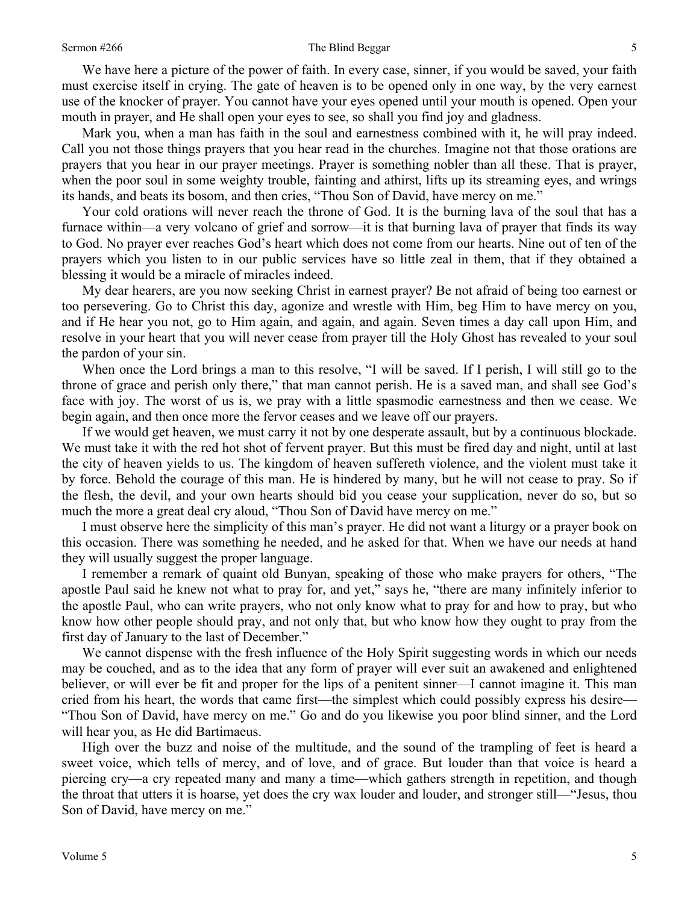We have here a picture of the power of faith. In every case, sinner, if you would be saved, your faith must exercise itself in crying. The gate of heaven is to be opened only in one way, by the very earnest use of the knocker of prayer. You cannot have your eyes opened until your mouth is opened. Open your mouth in prayer, and He shall open your eyes to see, so shall you find joy and gladness.

Mark you, when a man has faith in the soul and earnestness combined with it, he will pray indeed. Call you not those things prayers that you hear read in the churches. Imagine not that those orations are prayers that you hear in our prayer meetings. Prayer is something nobler than all these. That is prayer, when the poor soul in some weighty trouble, fainting and athirst, lifts up its streaming eyes, and wrings its hands, and beats its bosom, and then cries, "Thou Son of David, have mercy on me."

Your cold orations will never reach the throne of God. It is the burning lava of the soul that has a furnace within—a very volcano of grief and sorrow—it is that burning lava of prayer that finds its way to God. No prayer ever reaches God's heart which does not come from our hearts. Nine out of ten of the prayers which you listen to in our public services have so little zeal in them, that if they obtained a blessing it would be a miracle of miracles indeed.

My dear hearers, are you now seeking Christ in earnest prayer? Be not afraid of being too earnest or too persevering. Go to Christ this day, agonize and wrestle with Him, beg Him to have mercy on you, and if He hear you not, go to Him again, and again, and again. Seven times a day call upon Him, and resolve in your heart that you will never cease from prayer till the Holy Ghost has revealed to your soul the pardon of your sin.

When once the Lord brings a man to this resolve, "I will be saved. If I perish, I will still go to the throne of grace and perish only there," that man cannot perish. He is a saved man, and shall see God's face with joy. The worst of us is, we pray with a little spasmodic earnestness and then we cease. We begin again, and then once more the fervor ceases and we leave off our prayers.

If we would get heaven, we must carry it not by one desperate assault, but by a continuous blockade. We must take it with the red hot shot of fervent prayer. But this must be fired day and night, until at last the city of heaven yields to us. The kingdom of heaven suffereth violence, and the violent must take it by force. Behold the courage of this man. He is hindered by many, but he will not cease to pray. So if the flesh, the devil, and your own hearts should bid you cease your supplication, never do so, but so much the more a great deal cry aloud, "Thou Son of David have mercy on me."

I must observe here the simplicity of this man's prayer. He did not want a liturgy or a prayer book on this occasion. There was something he needed, and he asked for that. When we have our needs at hand they will usually suggest the proper language.

I remember a remark of quaint old Bunyan, speaking of those who make prayers for others, "The apostle Paul said he knew not what to pray for, and yet," says he, "there are many infinitely inferior to the apostle Paul, who can write prayers, who not only know what to pray for and how to pray, but who know how other people should pray, and not only that, but who know how they ought to pray from the first day of January to the last of December."

We cannot dispense with the fresh influence of the Holy Spirit suggesting words in which our needs may be couched, and as to the idea that any form of prayer will ever suit an awakened and enlightened believer, or will ever be fit and proper for the lips of a penitent sinner—I cannot imagine it. This man cried from his heart, the words that came first—the simplest which could possibly express his desire—"Thou Son of David, have mercy on me." Go and do you likewise you poor blind sinner, and the Lord will hear you, as He did Bartimaeus.

High over the buzz and noise of the multitude, and the sound of the trampling of feet is heard a sweet voice, which tells of mercy, and of love, and of grace. But louder than that voice is heard a piercing cry—a cry repeated many and many a time—which gathers strength in repetition, and though the throat that utters it is hoarse, yet does the cry wax louder and louder, and stronger still—"Jesus, thou Son of David, have mercy on me."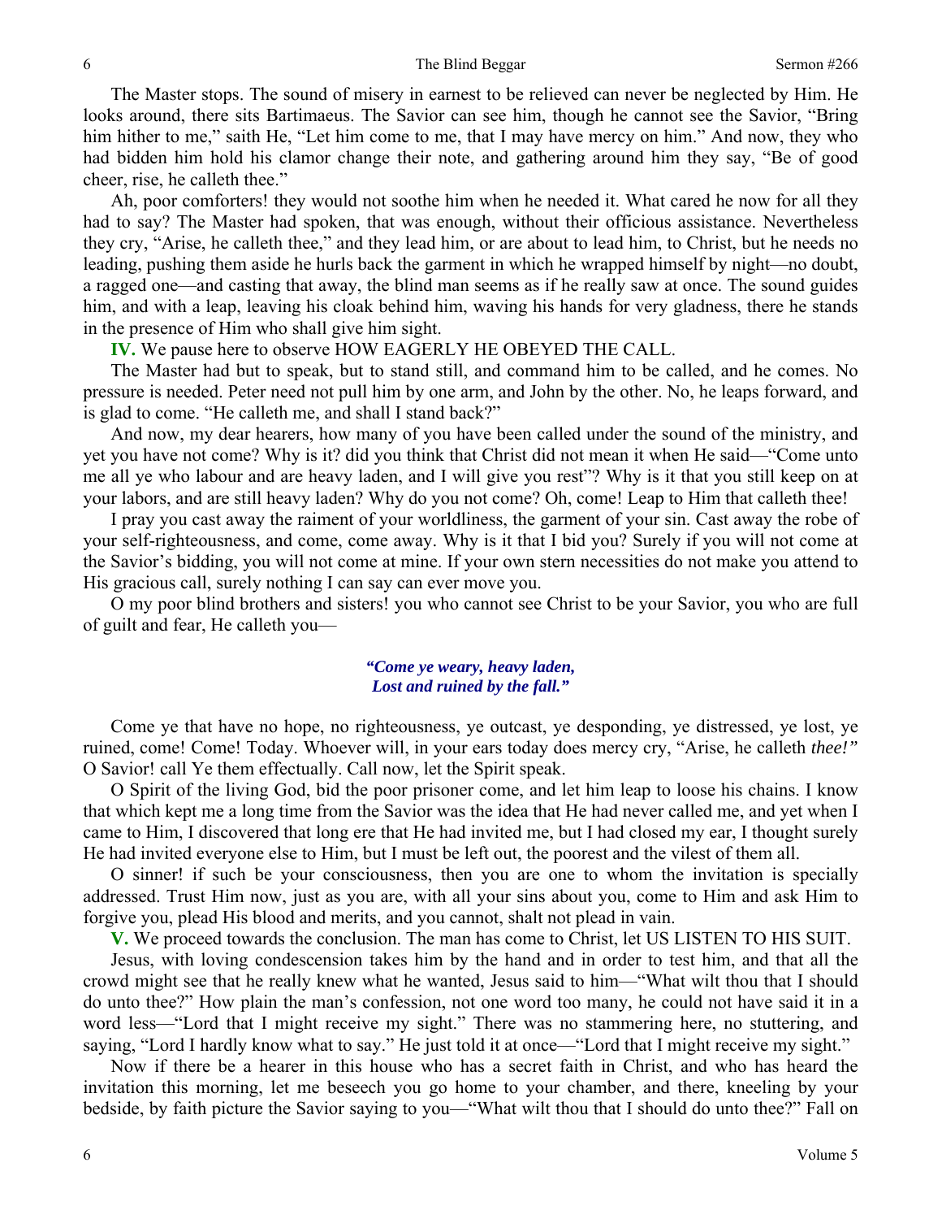The Master stops. The sound of misery in earnest to be relieved can never be neglected by Him. He looks around, there sits Bartimaeus. The Savior can see him, though he cannot see the Savior, "Bring him hither to me," saith He, "Let him come to me, that I may have mercy on him." And now, they who had bidden him hold his clamor change their note, and gathering around him they say, "Be of good cheer, rise, he calleth thee."

Ah, poor comforters! they would not soothe him when he needed it. What cared he now for all they had to say? The Master had spoken, that was enough, without their officious assistance. Nevertheless they cry, "Arise, he calleth thee," and they lead him, or are about to lead him, to Christ, but he needs no leading, pushing them aside he hurls back the garment in which he wrapped himself by night—no doubt, a ragged one—and casting that away, the blind man seems as if he really saw at once. The sound guides him, and with a leap, leaving his cloak behind him, waving his hands for very gladness, there he stands in the presence of Him who shall give him sight.

**IV.** We pause here to observe HOW EAGERLY HE OBEYED THE CALL.

The Master had but to speak, but to stand still, and command him to be called, and he comes. No pressure is needed. Peter need not pull him by one arm, and John by the other. No, he leaps forward, and is glad to come. "He calleth me, and shall I stand back?"

And now, my dear hearers, how many of you have been called under the sound of the ministry, and yet you have not come? Why is it? did you think that Christ did not mean it when He said—"Come unto me all ye who labour and are heavy laden, and I will give you rest"? Why is it that you still keep on at your labors, and are still heavy laden? Why do you not come? Oh, come! Leap to Him that calleth thee!

I pray you cast away the raiment of your worldliness, the garment of your sin. Cast away the robe of your self-righteousness, and come, come away. Why is it that I bid you? Surely if you will not come at the Savior's bidding, you will not come at mine. If your own stern necessities do not make you attend to His gracious call, surely nothing I can say can ever move you.

O my poor blind brothers and sisters! you who cannot see Christ to be your Savior, you who are full of guilt and fear, He calleth you—

*"Come ye weary, heavy laden,*
*Lost and ruined by the fall."*

Come ye that have no hope, no righteousness, ye outcast, ye desponding, ye distressed, ye lost, ye ruined, come! Come! Today. Whoever will, in your ears today does mercy cry, "Arise, he calleth *thee!"* O Savior! call Ye them effectually. Call now, let the Spirit speak.

O Spirit of the living God, bid the poor prisoner come, and let him leap to loose his chains. I know that which kept me a long time from the Savior was the idea that He had never called me, and yet when I came to Him, I discovered that long ere that He had invited me, but I had closed my ear, I thought surely He had invited everyone else to Him, but I must be left out, the poorest and the vilest of them all.

O sinner! if such be your consciousness, then you are one to whom the invitation is specially addressed. Trust Him now, just as you are, with all your sins about you, come to Him and ask Him to forgive you, plead His blood and merits, and you cannot, shalt not plead in vain.

**V.** We proceed towards the conclusion. The man has come to Christ, let US LISTEN TO HIS SUIT.

Jesus, with loving condescension takes him by the hand and in order to test him, and that all the crowd might see that he really knew what he wanted, Jesus said to him—"What wilt thou that I should do unto thee?" How plain the man's confession, not one word too many, he could not have said it in a word less—"Lord that I might receive my sight." There was no stammering here, no stuttering, and saying, "Lord I hardly know what to say." He just told it at once—"Lord that I might receive my sight."

Now if there be a hearer in this house who has a secret faith in Christ, and who has heard the invitation this morning, let me beseech you go home to your chamber, and there, kneeling by your bedside, by faith picture the Savior saying to you—"What wilt thou that I should do unto thee?" Fall on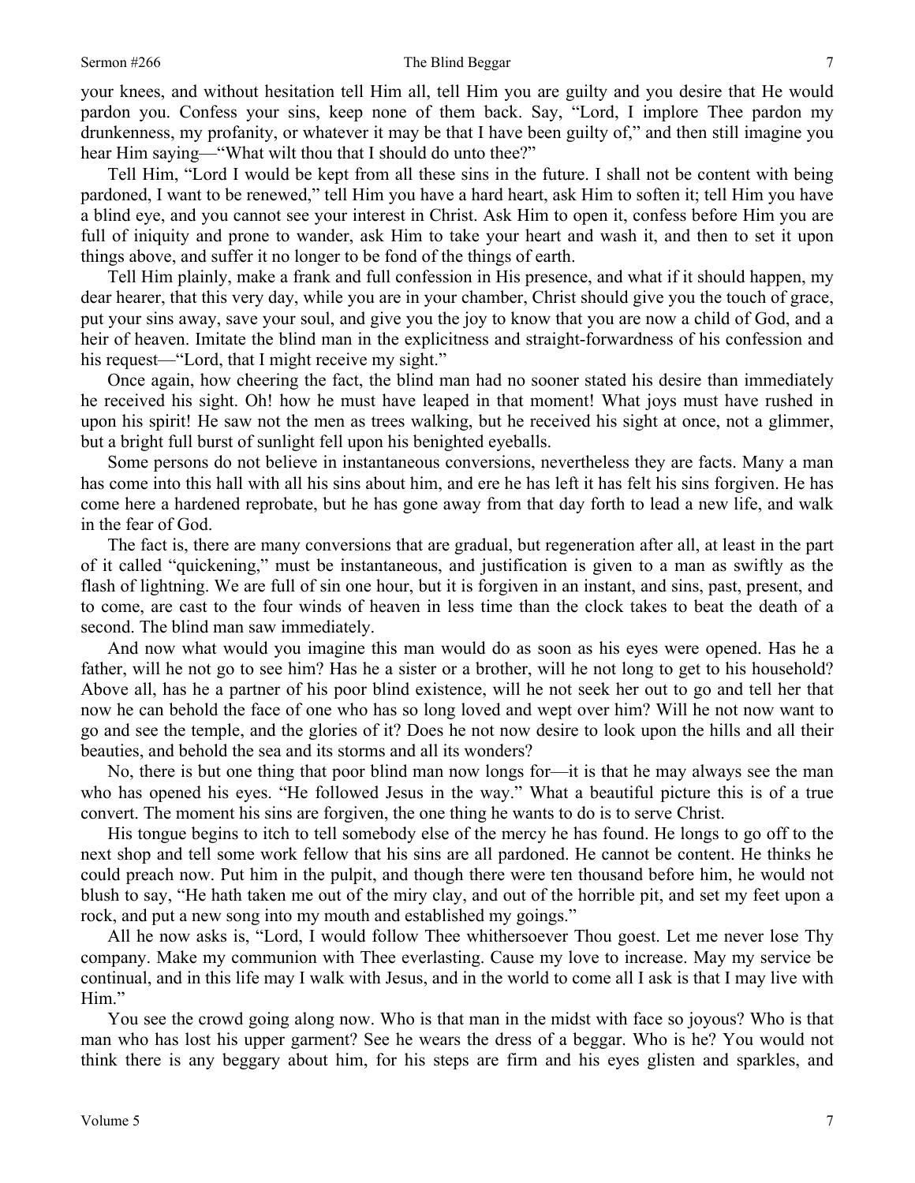your knees, and without hesitation tell Him all, tell Him you are guilty and you desire that He would pardon you. Confess your sins, keep none of them back. Say, "Lord, I implore Thee pardon my drunkenness, my profanity, or whatever it may be that I have been guilty of," and then still imagine you hear Him saying—"What wilt thou that I should do unto thee?"

Tell Him, "Lord I would be kept from all these sins in the future. I shall not be content with being pardoned, I want to be renewed," tell Him you have a hard heart, ask Him to soften it; tell Him you have a blind eye, and you cannot see your interest in Christ. Ask Him to open it, confess before Him you are full of iniquity and prone to wander, ask Him to take your heart and wash it, and then to set it upon things above, and suffer it no longer to be fond of the things of earth.

Tell Him plainly, make a frank and full confession in His presence, and what if it should happen, my dear hearer, that this very day, while you are in your chamber, Christ should give you the touch of grace, put your sins away, save your soul, and give you the joy to know that you are now a child of God, and a heir of heaven. Imitate the blind man in the explicitness and straight-forwardness of his confession and his request—"Lord, that I might receive my sight."

Once again, how cheering the fact, the blind man had no sooner stated his desire than immediately he received his sight. Oh! how he must have leaped in that moment! What joys must have rushed in upon his spirit! He saw not the men as trees walking, but he received his sight at once, not a glimmer, but a bright full burst of sunlight fell upon his benighted eyeballs.

Some persons do not believe in instantaneous conversions, nevertheless they are facts. Many a man has come into this hall with all his sins about him, and ere he has left it has felt his sins forgiven. He has come here a hardened reprobate, but he has gone away from that day forth to lead a new life, and walk in the fear of God.

The fact is, there are many conversions that are gradual, but regeneration after all, at least in the part of it called "quickening," must be instantaneous, and justification is given to a man as swiftly as the flash of lightning. We are full of sin one hour, but it is forgiven in an instant, and sins, past, present, and to come, are cast to the four winds of heaven in less time than the clock takes to beat the death of a second. The blind man saw immediately.

And now what would you imagine this man would do as soon as his eyes were opened. Has he a father, will he not go to see him? Has he a sister or a brother, will he not long to get to his household? Above all, has he a partner of his poor blind existence, will he not seek her out to go and tell her that now he can behold the face of one who has so long loved and wept over him? Will he not now want to go and see the temple, and the glories of it? Does he not now desire to look upon the hills and all their beauties, and behold the sea and its storms and all its wonders?

No, there is but one thing that poor blind man now longs for—it is that he may always see the man who has opened his eyes. "He followed Jesus in the way." What a beautiful picture this is of a true convert. The moment his sins are forgiven, the one thing he wants to do is to serve Christ.

His tongue begins to itch to tell somebody else of the mercy he has found. He longs to go off to the next shop and tell some work fellow that his sins are all pardoned. He cannot be content. He thinks he could preach now. Put him in the pulpit, and though there were ten thousand before him, he would not blush to say, "He hath taken me out of the miry clay, and out of the horrible pit, and set my feet upon a rock, and put a new song into my mouth and established my goings."

All he now asks is, "Lord, I would follow Thee whithersoever Thou goest. Let me never lose Thy company. Make my communion with Thee everlasting. Cause my love to increase. May my service be continual, and in this life may I walk with Jesus, and in the world to come all I ask is that I may live with Him."

You see the crowd going along now. Who is that man in the midst with face so joyous? Who is that man who has lost his upper garment? See he wears the dress of a beggar. Who is he? You would not think there is any beggary about him, for his steps are firm and his eyes glisten and sparkles, and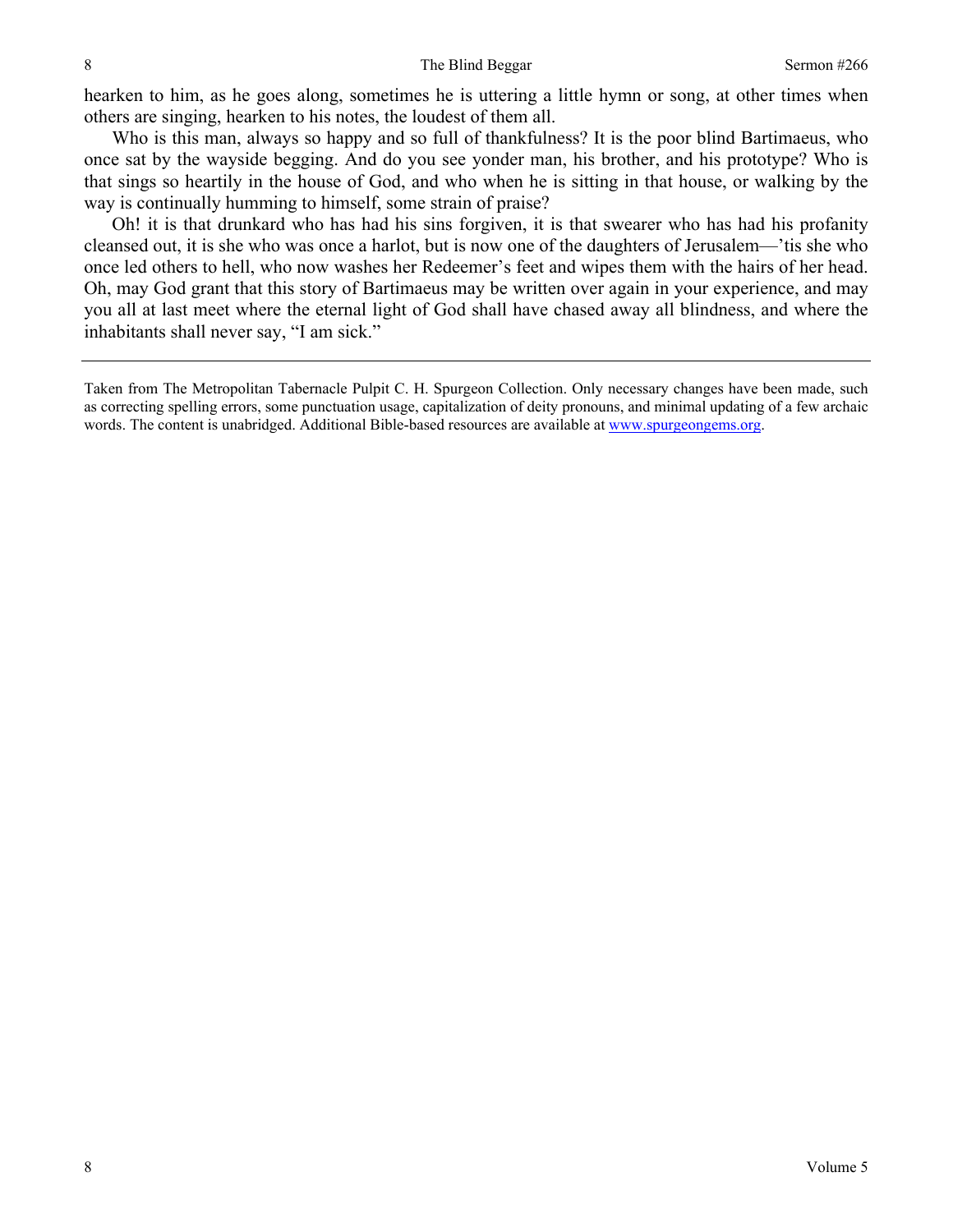hearken to him, as he goes along, sometimes he is uttering a little hymn or song, at other times when others are singing, hearken to his notes, the loudest of them all.

Who is this man, always so happy and so full of thankfulness? It is the poor blind Bartimaeus, who once sat by the wayside begging. And do you see yonder man, his brother, and his prototype? Who is that sings so heartily in the house of God, and who when he is sitting in that house, or walking by the way is continually humming to himself, some strain of praise?

Oh! it is that drunkard who has had his sins forgiven, it is that swearer who has had his profanity cleansed out, it is she who was once a harlot, but is now one of the daughters of Jerusalem—'tis she who once led others to hell, who now washes her Redeemer's feet and wipes them with the hairs of her head. Oh, may God grant that this story of Bartimaeus may be written over again in your experience, and may you all at last meet where the eternal light of God shall have chased away all blindness, and where the inhabitants shall never say, "I am sick."

---

Taken from The Metropolitan Tabernacle Pulpit C. H. Spurgeon Collection. Only necessary changes have been made, such as correcting spelling errors, some punctuation usage, capitalization of deity pronouns, and minimal updating of a few archaic words. The content is unabridged. Additional Bible-based resources are available at www.spurgeongems.org.